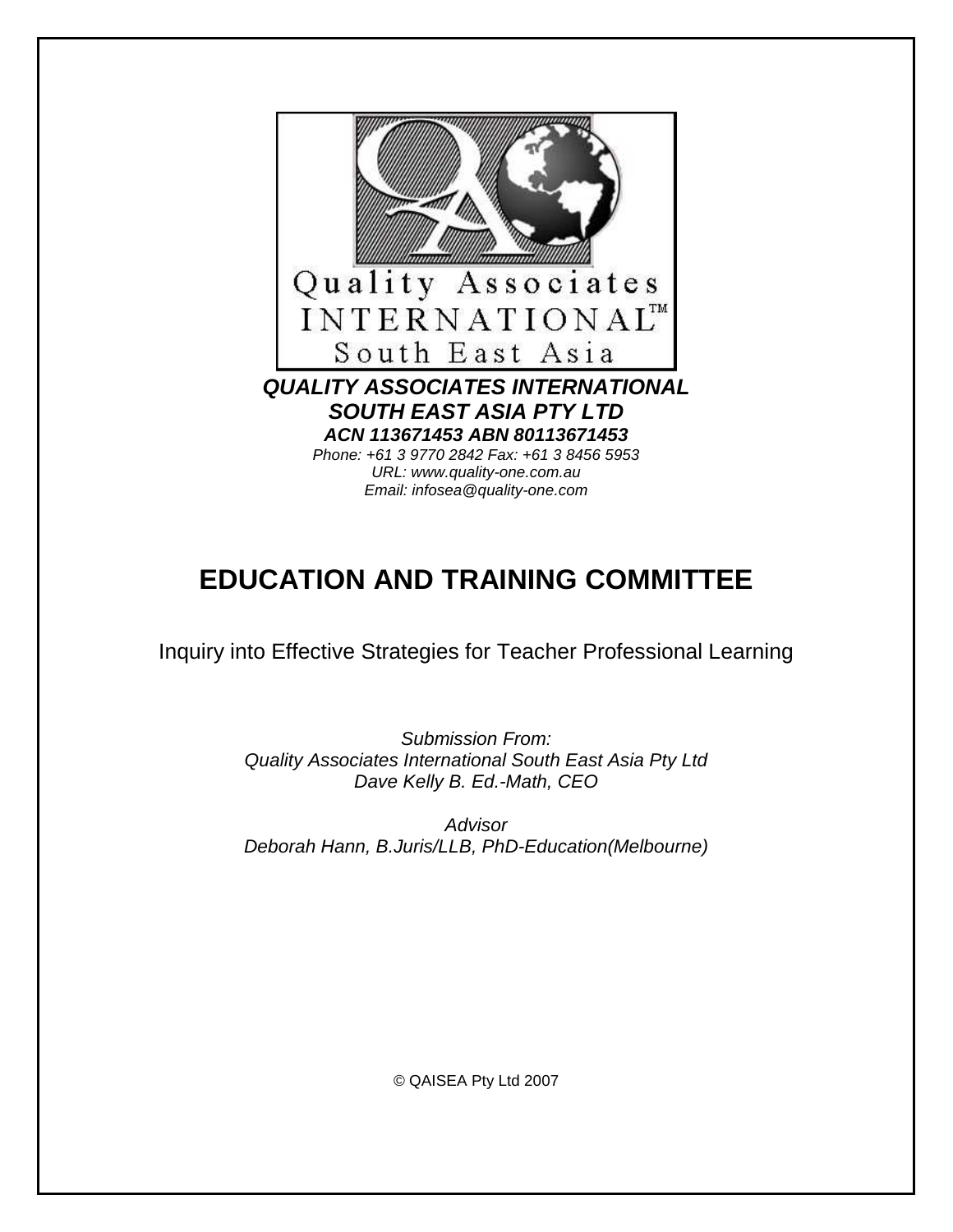Quality Associates INTERNATIONAL™ South East Asia

***QUALITY ASSOCIATES INTERNATIONAL***
***SOUTH EAST ASIA PTY LTD***
***ACN 113671453 ABN 80113671453***
*Phone: +61 3 9770 2842 Fax: +61 3 8456 5953*
*URL: www.quality-one.com.au*
*Email: infosea@quality-one.com*

# EDUCATION AND TRAINING COMMITTEE

Inquiry into Effective Strategies for Teacher Professional Learning

*Submission From:*
*Quality Associates International South East Asia Pty Ltd*
*Dave Kelly B. Ed.-Math, CEO*

*Advisor*
*Deborah Hann, B.Juris/LLB, PhD-Education(Melbourne)*

© QAISEA Pty Ltd 2007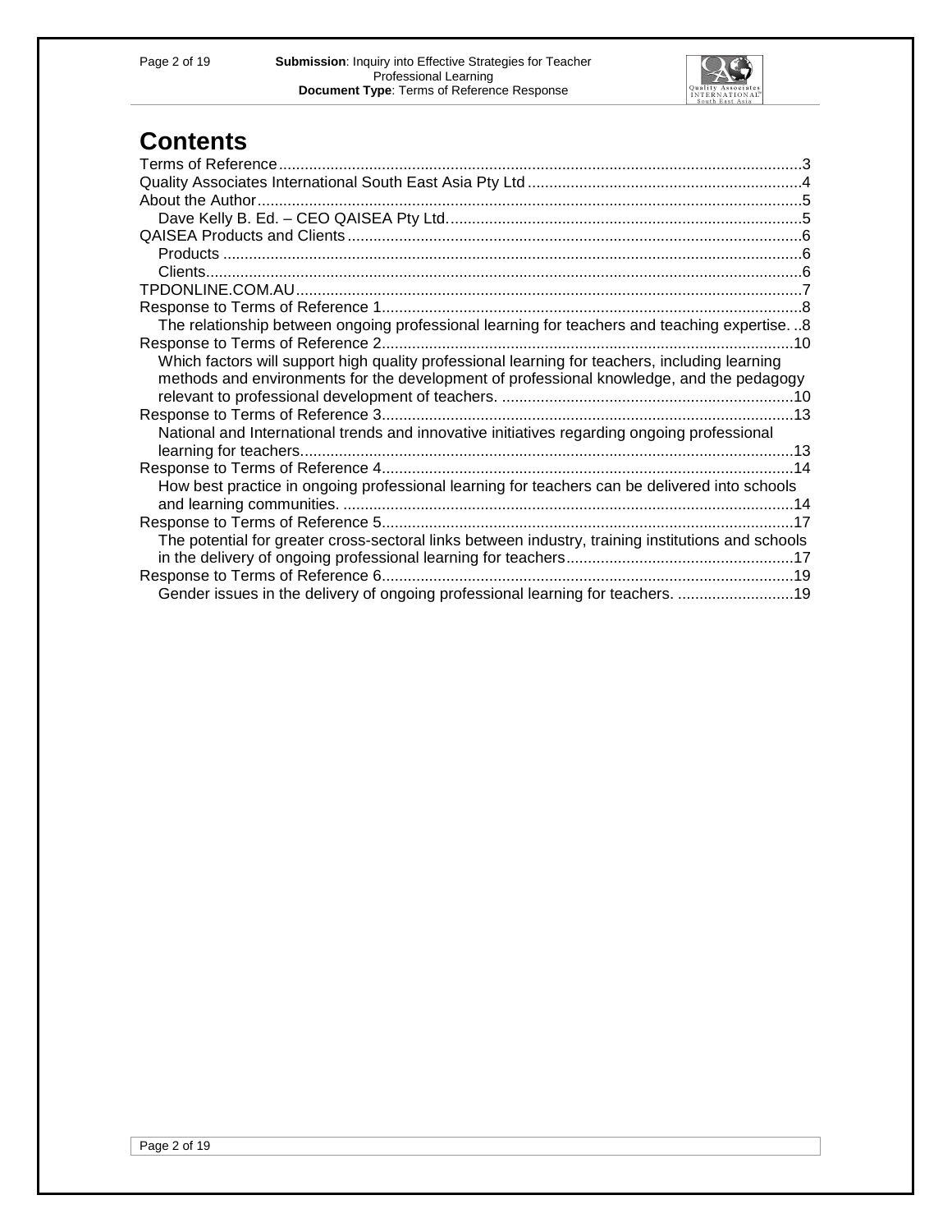# Contents

Terms of Reference ......3
Quality Associates International South East Asia Pty Ltd ......4
About the Author ......5
  Dave Kelly B. Ed. – CEO QAISEA Pty Ltd. ......5
QAISEA Products and Clients ......6
  Products ......6
  Clients ......6
TPDONLINE.COM.AU ......7
Response to Terms of Reference 1 ......8
  The relationship between ongoing professional learning for teachers and teaching expertise. ..8
Response to Terms of Reference 2 ......10
  Which factors will support high quality professional learning for teachers, including learning methods and environments for the development of professional knowledge, and the pedagogy relevant to professional development of teachers. ......10
Response to Terms of Reference 3 ......13
  National and International trends and innovative initiatives regarding ongoing professional learning for teachers. ......13
Response to Terms of Reference 4 ......14
  How best practice in ongoing professional learning for teachers can be delivered into schools and learning communities. ......14
Response to Terms of Reference 5 ......17
  The potential for greater cross-sectoral links between industry, training institutions and schools in the delivery of ongoing professional learning for teachers ......17
Response to Terms of Reference 6 ......19
  Gender issues in the delivery of ongoing professional learning for teachers. ......19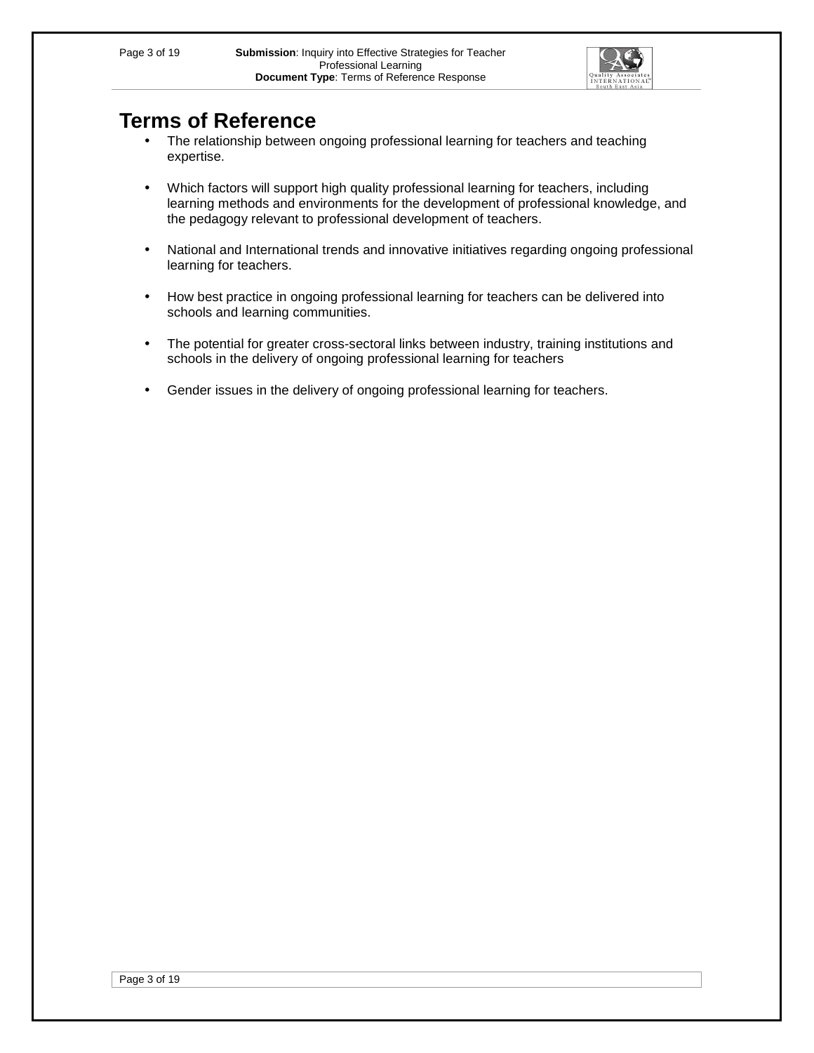# Terms of Reference

- The relationship between ongoing professional learning for teachers and teaching expertise.
- Which factors will support high quality professional learning for teachers, including learning methods and environments for the development of professional knowledge, and the pedagogy relevant to professional development of teachers.
- National and International trends and innovative initiatives regarding ongoing professional learning for teachers.
- How best practice in ongoing professional learning for teachers can be delivered into schools and learning communities.
- The potential for greater cross-sectoral links between industry, training institutions and schools in the delivery of ongoing professional learning for teachers
- Gender issues in the delivery of ongoing professional learning for teachers.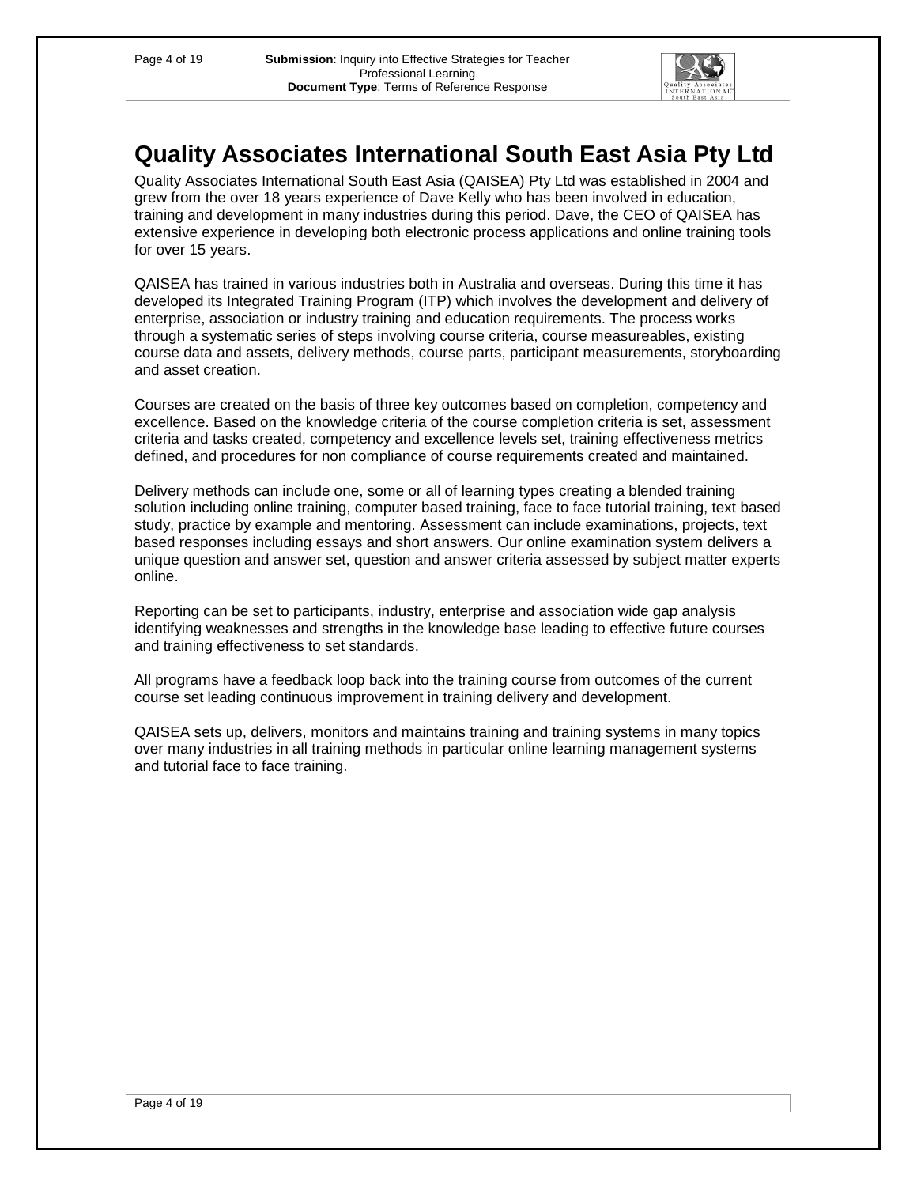# Quality Associates International South East Asia Pty Ltd

Quality Associates International South East Asia (QAISEA) Pty Ltd was established in 2004 and grew from the over 18 years experience of Dave Kelly who has been involved in education, training and development in many industries during this period. Dave, the CEO of QAISEA has extensive experience in developing both electronic process applications and online training tools for over 15 years.

QAISEA has trained in various industries both in Australia and overseas. During this time it has developed its Integrated Training Program (ITP) which involves the development and delivery of enterprise, association or industry training and education requirements. The process works through a systematic series of steps involving course criteria, course measureables, existing course data and assets, delivery methods, course parts, participant measurements, storyboarding and asset creation.

Courses are created on the basis of three key outcomes based on completion, competency and excellence. Based on the knowledge criteria of the course completion criteria is set, assessment criteria and tasks created, competency and excellence levels set, training effectiveness metrics defined, and procedures for non compliance of course requirements created and maintained.

Delivery methods can include one, some or all of learning types creating a blended training solution including online training, computer based training, face to face tutorial training, text based study, practice by example and mentoring. Assessment can include examinations, projects, text based responses including essays and short answers. Our online examination system delivers a unique question and answer set, question and answer criteria assessed by subject matter experts online.

Reporting can be set to participants, industry, enterprise and association wide gap analysis identifying weaknesses and strengths in the knowledge base leading to effective future courses and training effectiveness to set standards.

All programs have a feedback loop back into the training course from outcomes of the current course set leading continuous improvement in training delivery and development.

QAISEA sets up, delivers, monitors and maintains training and training systems in many topics over many industries in all training methods in particular online learning management systems and tutorial face to face training.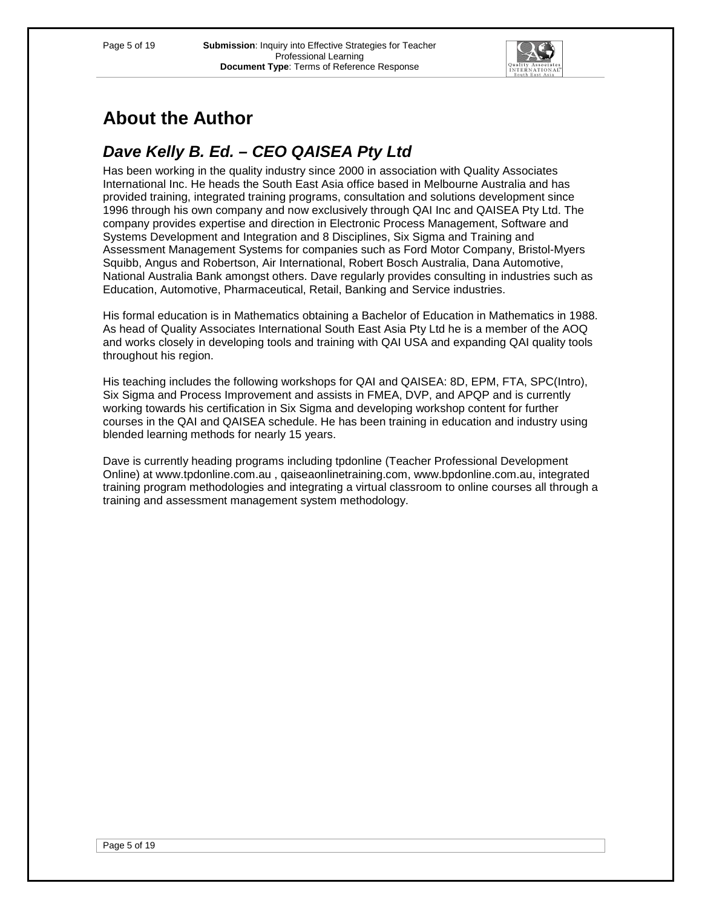# About the Author

## *Dave Kelly B. Ed. – CEO QAISEA Pty Ltd*

Has been working in the quality industry since 2000 in association with Quality Associates International Inc. He heads the South East Asia office based in Melbourne Australia and has provided training, integrated training programs, consultation and solutions development since 1996 through his own company and now exclusively through QAI Inc and QAISEA Pty Ltd. The company provides expertise and direction in Electronic Process Management, Software and Systems Development and Integration and 8 Disciplines, Six Sigma and Training and Assessment Management Systems for companies such as Ford Motor Company, Bristol-Myers Squibb, Angus and Robertson, Air International, Robert Bosch Australia, Dana Automotive, National Australia Bank amongst others. Dave regularly provides consulting in industries such as Education, Automotive, Pharmaceutical, Retail, Banking and Service industries.

His formal education is in Mathematics obtaining a Bachelor of Education in Mathematics in 1988. As head of Quality Associates International South East Asia Pty Ltd he is a member of the AOQ and works closely in developing tools and training with QAI USA and expanding QAI quality tools throughout his region.

His teaching includes the following workshops for QAI and QAISEA: 8D, EPM, FTA, SPC(Intro), Six Sigma and Process Improvement and assists in FMEA, DVP, and APQP and is currently working towards his certification in Six Sigma and developing workshop content for further courses in the QAI and QAISEA schedule. He has been training in education and industry using blended learning methods for nearly 15 years.

Dave is currently heading programs including tpdonline (Teacher Professional Development Online) at www.tpdonline.com.au , qaiseaonlinetraining.com, www.bpdonline.com.au, integrated training program methodologies and integrating a virtual classroom to online courses all through a training and assessment management system methodology.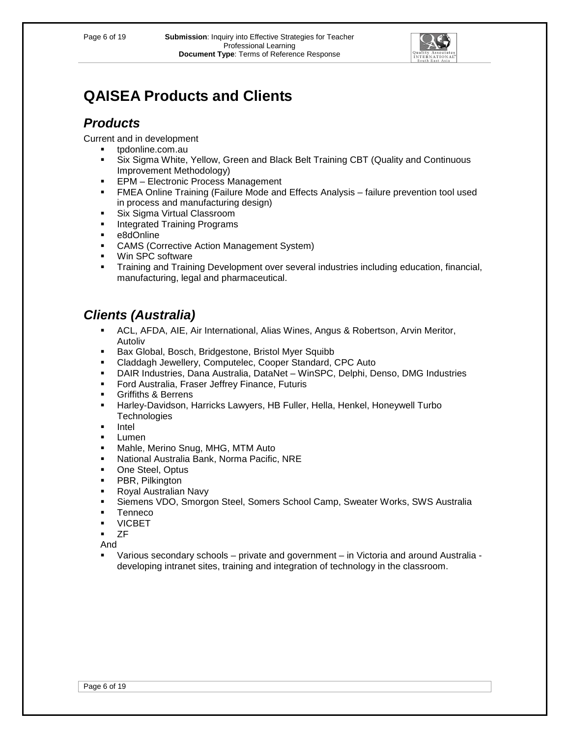# QAISEA Products and Clients

## *Products*

Current and in development

- tpdonline.com.au
- Six Sigma White, Yellow, Green and Black Belt Training CBT (Quality and Continuous Improvement Methodology)
- EPM – Electronic Process Management
- FMEA Online Training (Failure Mode and Effects Analysis – failure prevention tool used in process and manufacturing design)
- Six Sigma Virtual Classroom
- Integrated Training Programs
- e8dOnline
- CAMS (Corrective Action Management System)
- Win SPC software
- Training and Training Development over several industries including education, financial, manufacturing, legal and pharmaceutical.

## *Clients (Australia)*

- ACL, AFDA, AIE, Air International, Alias Wines, Angus & Robertson, Arvin Meritor, Autoliv
- Bax Global, Bosch, Bridgestone, Bristol Myer Squibb
- Claddagh Jewellery, Computelec, Cooper Standard, CPC Auto
- DAIR Industries, Dana Australia, DataNet – WinSPC, Delphi, Denso, DMG Industries
- Ford Australia, Fraser Jeffrey Finance, Futuris
- Griffiths & Berrens
- Harley-Davidson, Harricks Lawyers, HB Fuller, Hella, Henkel, Honeywell Turbo Technologies
- Intel
- Lumen
- Mahle, Merino Snug, MHG, MTM Auto
- National Australia Bank, Norma Pacific, NRE
- One Steel, Optus
- PBR, Pilkington
- Royal Australian Navy
- Siemens VDO, Smorgon Steel, Somers School Camp, Sweater Works, SWS Australia
- Tenneco
- VICBET
- ZF

And

- Various secondary schools – private and government – in Victoria and around Australia - developing intranet sites, training and integration of technology in the classroom.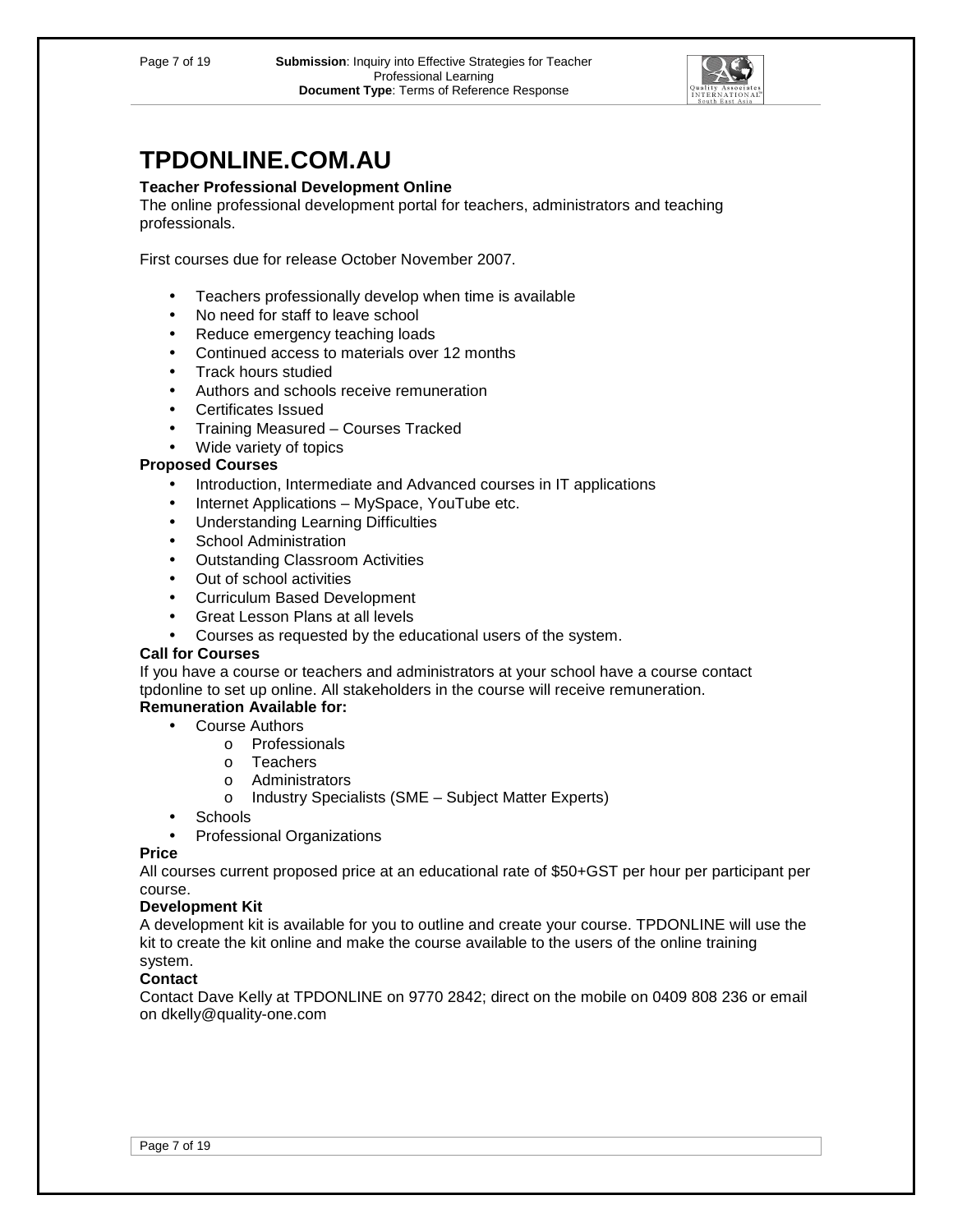# TPDONLINE.COM.AU

**Teacher Professional Development Online**
The online professional development portal for teachers, administrators and teaching professionals.

First courses due for release October November 2007.

- Teachers professionally develop when time is available
- No need for staff to leave school
- Reduce emergency teaching loads
- Continued access to materials over 12 months
- Track hours studied
- Authors and schools receive remuneration
- Certificates Issued
- Training Measured – Courses Tracked
- Wide variety of topics

**Proposed Courses**

- Introduction, Intermediate and Advanced courses in IT applications
- Internet Applications – MySpace, YouTube etc.
- Understanding Learning Difficulties
- School Administration
- Outstanding Classroom Activities
- Out of school activities
- Curriculum Based Development
- Great Lesson Plans at all levels
- Courses as requested by the educational users of the system.

**Call for Courses**
If you have a course or teachers and administrators at your school have a course contact tpdonline to set up online. All stakeholders in the course will receive remuneration.

**Remuneration Available for:**

- Course Authors
    - Professionals
    - Teachers
    - Administrators
    - Industry Specialists (SME – Subject Matter Experts)
- Schools
- Professional Organizations

**Price**
All courses current proposed price at an educational rate of $50+GST per hour per participant per course.

**Development Kit**
A development kit is available for you to outline and create your course. TPDONLINE will use the kit to create the kit online and make the course available to the users of the online training system.

**Contact**
Contact Dave Kelly at TPDONLINE on 9770 2842; direct on the mobile on 0409 808 236 or email on dkelly@quality-one.com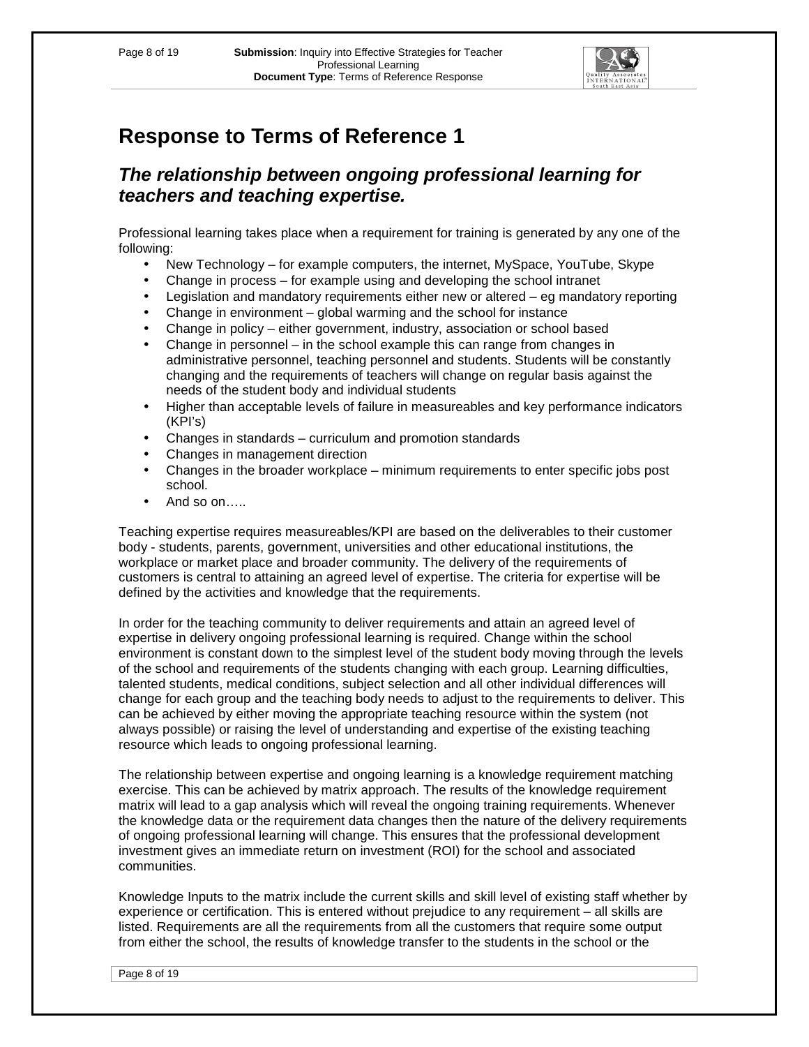# Response to Terms of Reference 1

## *The relationship between ongoing professional learning for teachers and teaching expertise.*

Professional learning takes place when a requirement for training is generated by any one of the following:

- New Technology – for example computers, the internet, MySpace, YouTube, Skype
- Change in process – for example using and developing the school intranet
- Legislation and mandatory requirements either new or altered – eg mandatory reporting
- Change in environment – global warming and the school for instance
- Change in policy – either government, industry, association or school based
- Change in personnel – in the school example this can range from changes in administrative personnel, teaching personnel and students. Students will be constantly changing and the requirements of teachers will change on regular basis against the needs of the student body and individual students
- Higher than acceptable levels of failure in measureables and key performance indicators (KPI's)
- Changes in standards – curriculum and promotion standards
- Changes in management direction
- Changes in the broader workplace – minimum requirements to enter specific jobs post school.
- And so on…..

Teaching expertise requires measureables/KPI are based on the deliverables to their customer body - students, parents, government, universities and other educational institutions, the workplace or market place and broader community. The delivery of the requirements of customers is central to attaining an agreed level of expertise. The criteria for expertise will be defined by the activities and knowledge that the requirements.

In order for the teaching community to deliver requirements and attain an agreed level of expertise in delivery ongoing professional learning is required. Change within the school environment is constant down to the simplest level of the student body moving through the levels of the school and requirements of the students changing with each group. Learning difficulties, talented students, medical conditions, subject selection and all other individual differences will change for each group and the teaching body needs to adjust to the requirements to deliver. This can be achieved by either moving the appropriate teaching resource within the system (not always possible) or raising the level of understanding and expertise of the existing teaching resource which leads to ongoing professional learning.

The relationship between expertise and ongoing learning is a knowledge requirement matching exercise. This can be achieved by matrix approach. The results of the knowledge requirement matrix will lead to a gap analysis which will reveal the ongoing training requirements. Whenever the knowledge data or the requirement data changes then the nature of the delivery requirements of ongoing professional learning will change. This ensures that the professional development investment gives an immediate return on investment (ROI) for the school and associated communities.

Knowledge Inputs to the matrix include the current skills and skill level of existing staff whether by experience or certification. This is entered without prejudice to any requirement – all skills are listed. Requirements are all the requirements from all the customers that require some output from either the school, the results of knowledge transfer to the students in the school or the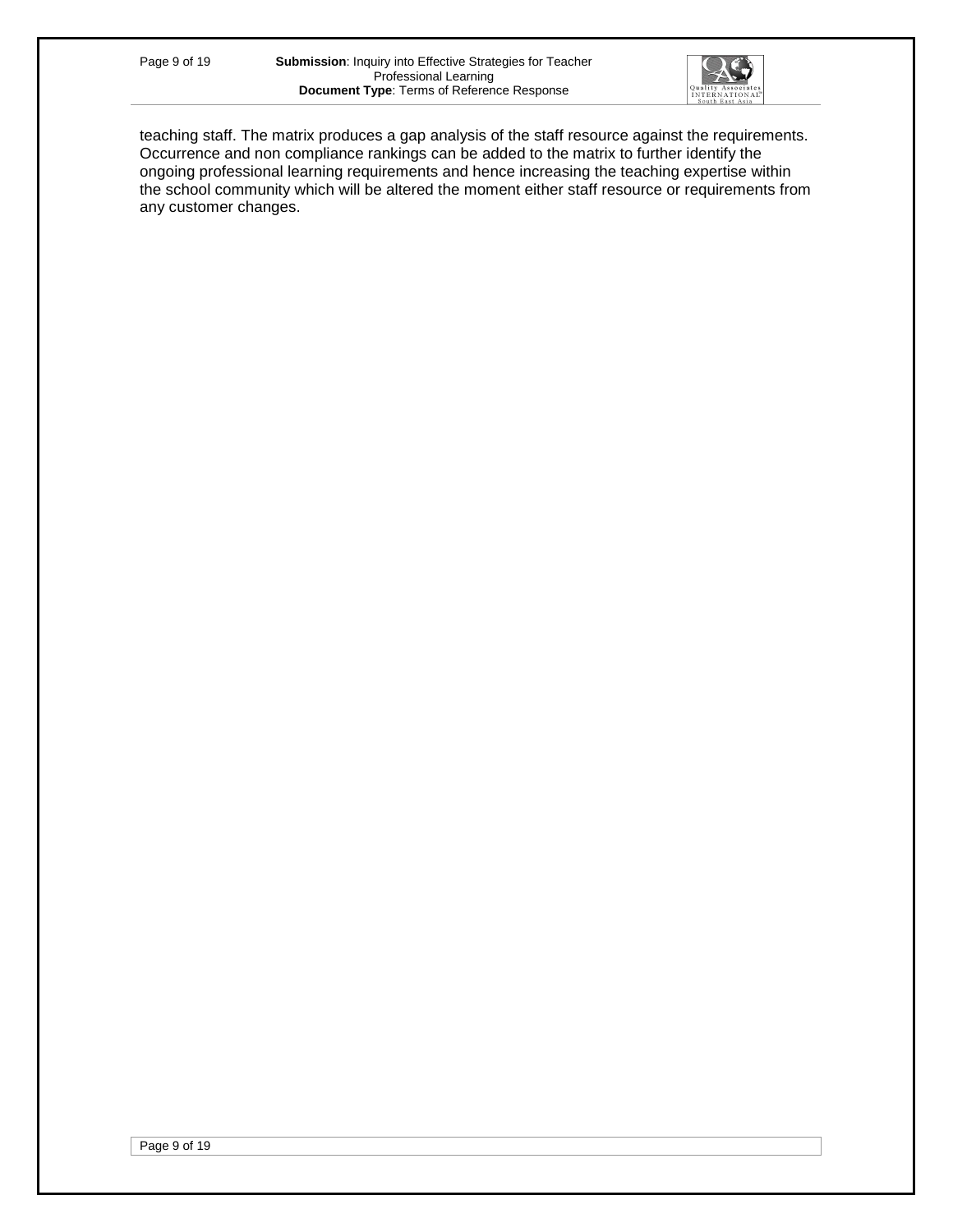teaching staff. The matrix produces a gap analysis of the staff resource against the requirements. Occurrence and non compliance rankings can be added to the matrix to further identify the ongoing professional learning requirements and hence increasing the teaching expertise within the school community which will be altered the moment either staff resource or requirements from any customer changes.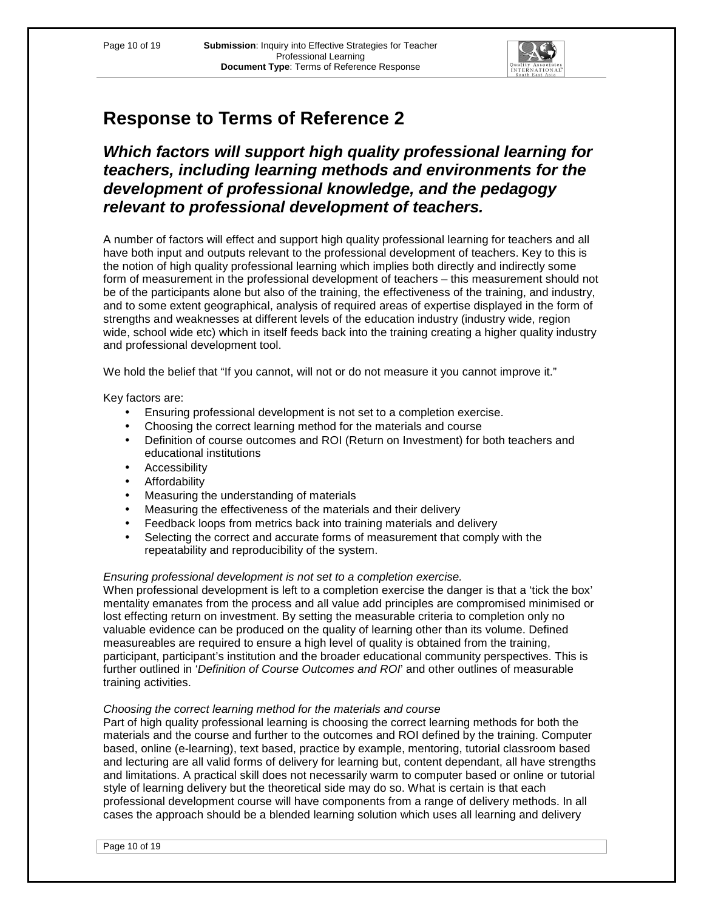# Response to Terms of Reference 2

## *Which factors will support high quality professional learning for teachers, including learning methods and environments for the development of professional knowledge, and the pedagogy relevant to professional development of teachers.*

A number of factors will effect and support high quality professional learning for teachers and all have both input and outputs relevant to the professional development of teachers. Key to this is the notion of high quality professional learning which implies both directly and indirectly some form of measurement in the professional development of teachers – this measurement should not be of the participants alone but also of the training, the effectiveness of the training, and industry, and to some extent geographical, analysis of required areas of expertise displayed in the form of strengths and weaknesses at different levels of the education industry (industry wide, region wide, school wide etc) which in itself feeds back into the training creating a higher quality industry and professional development tool.

We hold the belief that "If you cannot, will not or do not measure it you cannot improve it."

Key factors are:

- Ensuring professional development is not set to a completion exercise.
- Choosing the correct learning method for the materials and course
- Definition of course outcomes and ROI (Return on Investment) for both teachers and educational institutions
- Accessibility
- Affordability
- Measuring the understanding of materials
- Measuring the effectiveness of the materials and their delivery
- Feedback loops from metrics back into training materials and delivery
- Selecting the correct and accurate forms of measurement that comply with the repeatability and reproducibility of the system.

*Ensuring professional development is not set to a completion exercise.*

When professional development is left to a completion exercise the danger is that a 'tick the box' mentality emanates from the process and all value add principles are compromised minimised or lost effecting return on investment. By setting the measurable criteria to completion only no valuable evidence can be produced on the quality of learning other than its volume. Defined measureables are required to ensure a high level of quality is obtained from the training, participant, participant's institution and the broader educational community perspectives. This is further outlined in '*Definition of Course Outcomes and ROI*' and other outlines of measurable training activities.

*Choosing the correct learning method for the materials and course*

Part of high quality professional learning is choosing the correct learning methods for both the materials and the course and further to the outcomes and ROI defined by the training. Computer based, online (e-learning), text based, practice by example, mentoring, tutorial classroom based and lecturing are all valid forms of delivery for learning but, content dependant, all have strengths and limitations. A practical skill does not necessarily warm to computer based or online or tutorial style of learning delivery but the theoretical side may do so. What is certain is that each professional development course will have components from a range of delivery methods. In all cases the approach should be a blended learning solution which uses all learning and delivery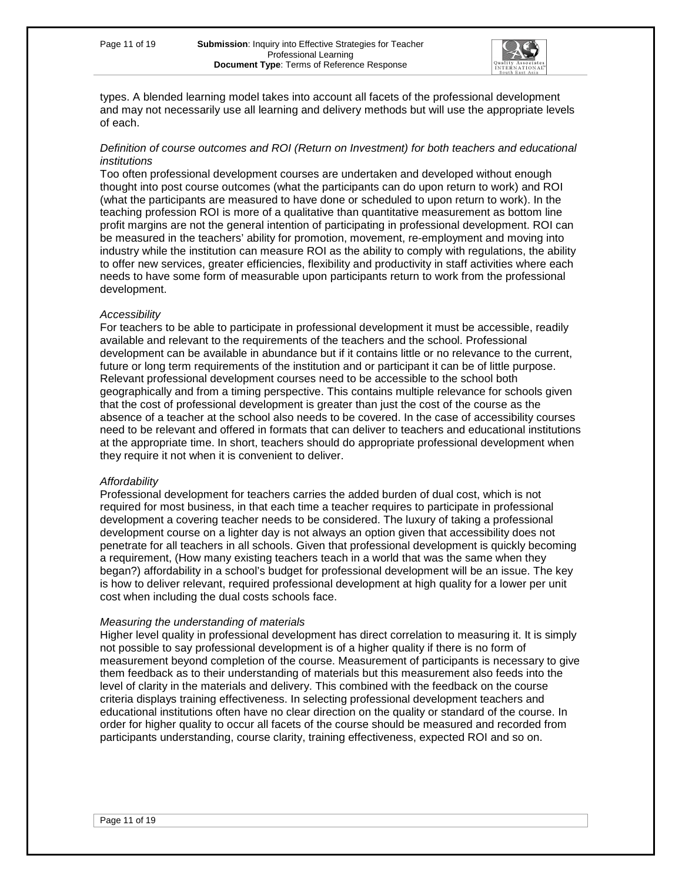types. A blended learning model takes into account all facets of the professional development and may not necessarily use all learning and delivery methods but will use the appropriate levels of each.

*Definition of course outcomes and ROI (Return on Investment) for both teachers and educational institutions*

Too often professional development courses are undertaken and developed without enough thought into post course outcomes (what the participants can do upon return to work) and ROI (what the participants are measured to have done or scheduled to upon return to work). In the teaching profession ROI is more of a qualitative than quantitative measurement as bottom line profit margins are not the general intention of participating in professional development. ROI can be measured in the teachers' ability for promotion, movement, re-employment and moving into industry while the institution can measure ROI as the ability to comply with regulations, the ability to offer new services, greater efficiencies, flexibility and productivity in staff activities where each needs to have some form of measurable upon participants return to work from the professional development.

*Accessibility*

For teachers to be able to participate in professional development it must be accessible, readily available and relevant to the requirements of the teachers and the school. Professional development can be available in abundance but if it contains little or no relevance to the current, future or long term requirements of the institution and or participant it can be of little purpose. Relevant professional development courses need to be accessible to the school both geographically and from a timing perspective. This contains multiple relevance for schools given that the cost of professional development is greater than just the cost of the course as the absence of a teacher at the school also needs to be covered. In the case of accessibility courses need to be relevant and offered in formats that can deliver to teachers and educational institutions at the appropriate time. In short, teachers should do appropriate professional development when they require it not when it is convenient to deliver.

*Affordability*

Professional development for teachers carries the added burden of dual cost, which is not required for most business, in that each time a teacher requires to participate in professional development a covering teacher needs to be considered. The luxury of taking a professional development course on a lighter day is not always an option given that accessibility does not penetrate for all teachers in all schools. Given that professional development is quickly becoming a requirement, (How many existing teachers teach in a world that was the same when they began?) affordability in a school's budget for professional development will be an issue. The key is how to deliver relevant, required professional development at high quality for a lower per unit cost when including the dual costs schools face.

*Measuring the understanding of materials*

Higher level quality in professional development has direct correlation to measuring it. It is simply not possible to say professional development is of a higher quality if there is no form of measurement beyond completion of the course. Measurement of participants is necessary to give them feedback as to their understanding of materials but this measurement also feeds into the level of clarity in the materials and delivery. This combined with the feedback on the course criteria displays training effectiveness. In selecting professional development teachers and educational institutions often have no clear direction on the quality or standard of the course. In order for higher quality to occur all facets of the course should be measured and recorded from participants understanding, course clarity, training effectiveness, expected ROI and so on.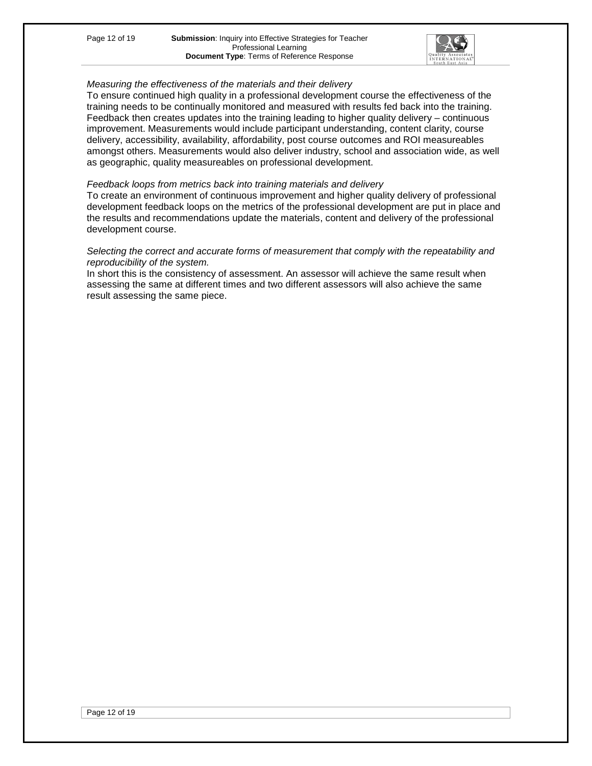*Measuring the effectiveness of the materials and their delivery*

To ensure continued high quality in a professional development course the effectiveness of the training needs to be continually monitored and measured with results fed back into the training. Feedback then creates updates into the training leading to higher quality delivery – continuous improvement. Measurements would include participant understanding, content clarity, course delivery, accessibility, availability, affordability, post course outcomes and ROI measureables amongst others. Measurements would also deliver industry, school and association wide, as well as geographic, quality measureables on professional development.

*Feedback loops from metrics back into training materials and delivery*

To create an environment of continuous improvement and higher quality delivery of professional development feedback loops on the metrics of the professional development are put in place and the results and recommendations update the materials, content and delivery of the professional development course.

*Selecting the correct and accurate forms of measurement that comply with the repeatability and reproducibility of the system.*

In short this is the consistency of assessment. An assessor will achieve the same result when assessing the same at different times and two different assessors will also achieve the same result assessing the same piece.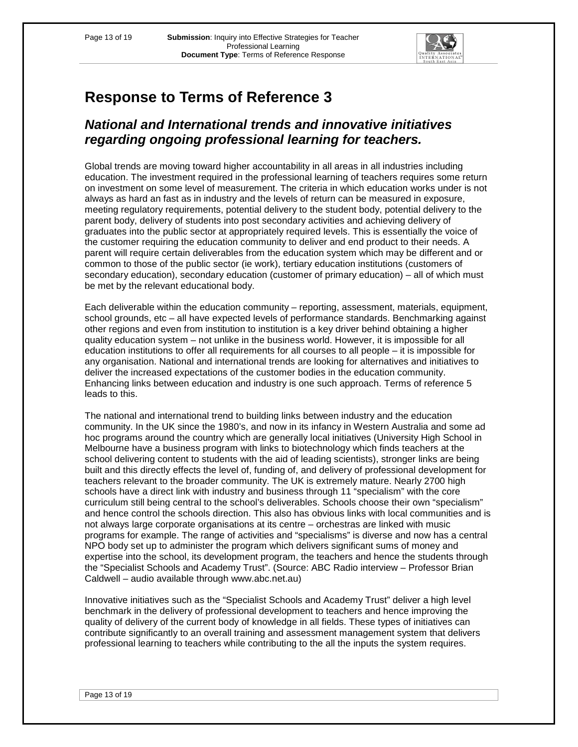# Response to Terms of Reference 3

## *National and International trends and innovative initiatives regarding ongoing professional learning for teachers.*

Global trends are moving toward higher accountability in all areas in all industries including education. The investment required in the professional learning of teachers requires some return on investment on some level of measurement. The criteria in which education works under is not always as hard an fast as in industry and the levels of return can be measured in exposure, meeting regulatory requirements, potential delivery to the student body, potential delivery to the parent body, delivery of students into post secondary activities and achieving delivery of graduates into the public sector at appropriately required levels. This is essentially the voice of the customer requiring the education community to deliver and end product to their needs. A parent will require certain deliverables from the education system which may be different and or common to those of the public sector (ie work), tertiary education institutions (customers of secondary education), secondary education (customer of primary education) – all of which must be met by the relevant educational body.

Each deliverable within the education community – reporting, assessment, materials, equipment, school grounds, etc – all have expected levels of performance standards. Benchmarking against other regions and even from institution to institution is a key driver behind obtaining a higher quality education system – not unlike in the business world. However, it is impossible for all education institutions to offer all requirements for all courses to all people – it is impossible for any organisation. National and international trends are looking for alternatives and initiatives to deliver the increased expectations of the customer bodies in the education community. Enhancing links between education and industry is one such approach. Terms of reference 5 leads to this.

The national and international trend to building links between industry and the education community. In the UK since the 1980's, and now in its infancy in Western Australia and some ad hoc programs around the country which are generally local initiatives (University High School in Melbourne have a business program with links to biotechnology which finds teachers at the school delivering content to students with the aid of leading scientists), stronger links are being built and this directly effects the level of, funding of, and delivery of professional development for teachers relevant to the broader community. The UK is extremely mature. Nearly 2700 high schools have a direct link with industry and business through 11 "specialism" with the core curriculum still being central to the school's deliverables. Schools choose their own "specialism" and hence control the schools direction. This also has obvious links with local communities and is not always large corporate organisations at its centre – orchestras are linked with music programs for example. The range of activities and "specialisms" is diverse and now has a central NPO body set up to administer the program which delivers significant sums of money and expertise into the school, its development program, the teachers and hence the students through the "Specialist Schools and Academy Trust". (Source: ABC Radio interview – Professor Brian Caldwell – audio available through www.abc.net.au)

Innovative initiatives such as the "Specialist Schools and Academy Trust" deliver a high level benchmark in the delivery of professional development to teachers and hence improving the quality of delivery of the current body of knowledge in all fields. These types of initiatives can contribute significantly to an overall training and assessment management system that delivers professional learning to teachers while contributing to the all the inputs the system requires.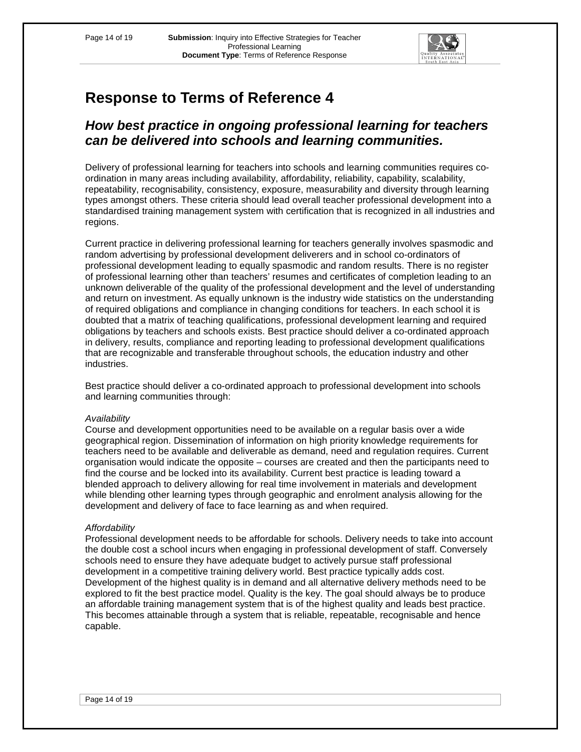# Response to Terms of Reference 4

## *How best practice in ongoing professional learning for teachers can be delivered into schools and learning communities.*

Delivery of professional learning for teachers into schools and learning communities requires co-ordination in many areas including availability, affordability, reliability, capability, scalability, repeatability, recognisability, consistency, exposure, measurability and diversity through learning types amongst others. These criteria should lead overall teacher professional development into a standardised training management system with certification that is recognized in all industries and regions.

Current practice in delivering professional learning for teachers generally involves spasmodic and random advertising by professional development deliverers and in school co-ordinators of professional development leading to equally spasmodic and random results. There is no register of professional learning other than teachers' resumes and certificates of completion leading to an unknown deliverable of the quality of the professional development and the level of understanding and return on investment. As equally unknown is the industry wide statistics on the understanding of required obligations and compliance in changing conditions for teachers. In each school it is doubted that a matrix of teaching qualifications, professional development learning and required obligations by teachers and schools exists. Best practice should deliver a co-ordinated approach in delivery, results, compliance and reporting leading to professional development qualifications that are recognizable and transferable throughout schools, the education industry and other industries.

Best practice should deliver a co-ordinated approach to professional development into schools and learning communities through:

*Availability*
Course and development opportunities need to be available on a regular basis over a wide geographical region. Dissemination of information on high priority knowledge requirements for teachers need to be available and deliverable as demand, need and regulation requires. Current organisation would indicate the opposite – courses are created and then the participants need to find the course and be locked into its availability. Current best practice is leading toward a blended approach to delivery allowing for real time involvement in materials and development while blending other learning types through geographic and enrolment analysis allowing for the development and delivery of face to face learning as and when required.

*Affordability*
Professional development needs to be affordable for schools. Delivery needs to take into account the double cost a school incurs when engaging in professional development of staff. Conversely schools need to ensure they have adequate budget to actively pursue staff professional development in a competitive training delivery world. Best practice typically adds cost. Development of the highest quality is in demand and all alternative delivery methods need to be explored to fit the best practice model. Quality is the key. The goal should always be to produce an affordable training management system that is of the highest quality and leads best practice. This becomes attainable through a system that is reliable, repeatable, recognisable and hence capable.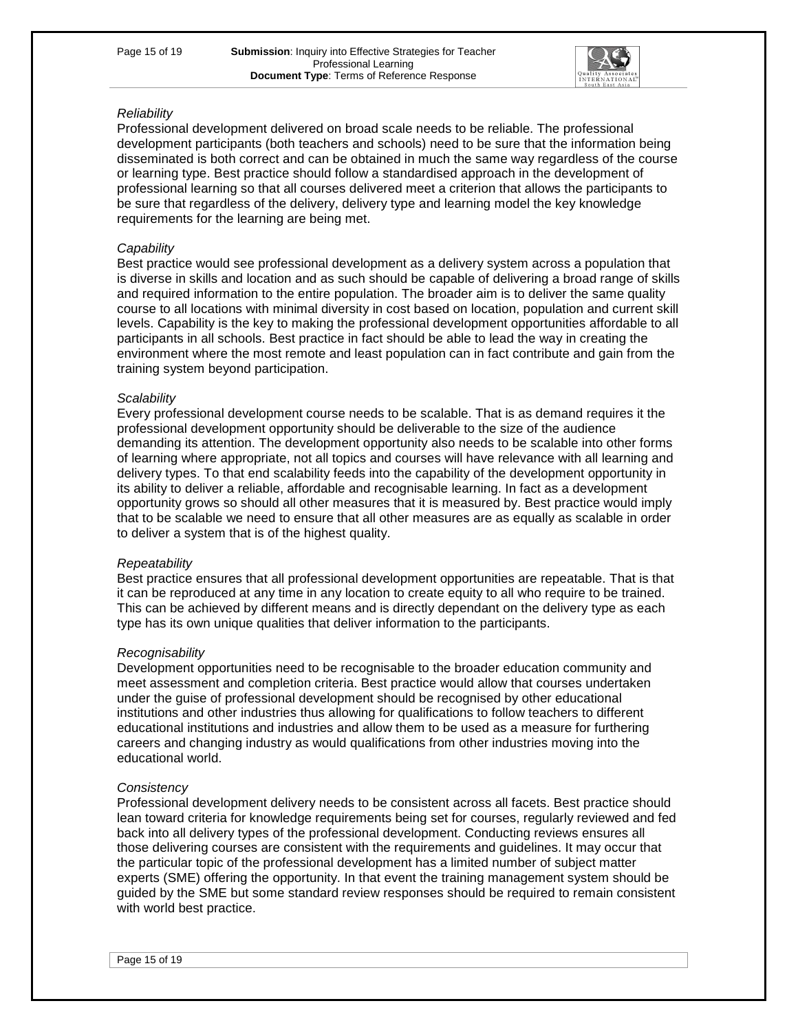*Reliability*

Professional development delivered on broad scale needs to be reliable. The professional development participants (both teachers and schools) need to be sure that the information being disseminated is both correct and can be obtained in much the same way regardless of the course or learning type. Best practice should follow a standardised approach in the development of professional learning so that all courses delivered meet a criterion that allows the participants to be sure that regardless of the delivery, delivery type and learning model the key knowledge requirements for the learning are being met.

*Capability*

Best practice would see professional development as a delivery system across a population that is diverse in skills and location and as such should be capable of delivering a broad range of skills and required information to the entire population. The broader aim is to deliver the same quality course to all locations with minimal diversity in cost based on location, population and current skill levels. Capability is the key to making the professional development opportunities affordable to all participants in all schools. Best practice in fact should be able to lead the way in creating the environment where the most remote and least population can in fact contribute and gain from the training system beyond participation.

*Scalability*

Every professional development course needs to be scalable. That is as demand requires it the professional development opportunity should be deliverable to the size of the audience demanding its attention. The development opportunity also needs to be scalable into other forms of learning where appropriate, not all topics and courses will have relevance with all learning and delivery types. To that end scalability feeds into the capability of the development opportunity in its ability to deliver a reliable, affordable and recognisable learning. In fact as a development opportunity grows so should all other measures that it is measured by. Best practice would imply that to be scalable we need to ensure that all other measures are as equally as scalable in order to deliver a system that is of the highest quality.

*Repeatability*

Best practice ensures that all professional development opportunities are repeatable. That is that it can be reproduced at any time in any location to create equity to all who require to be trained. This can be achieved by different means and is directly dependant on the delivery type as each type has its own unique qualities that deliver information to the participants.

*Recognisability*

Development opportunities need to be recognisable to the broader education community and meet assessment and completion criteria. Best practice would allow that courses undertaken under the guise of professional development should be recognised by other educational institutions and other industries thus allowing for qualifications to follow teachers to different educational institutions and industries and allow them to be used as a measure for furthering careers and changing industry as would qualifications from other industries moving into the educational world.

*Consistency*

Professional development delivery needs to be consistent across all facets. Best practice should lean toward criteria for knowledge requirements being set for courses, regularly reviewed and fed back into all delivery types of the professional development. Conducting reviews ensures all those delivering courses are consistent with the requirements and guidelines. It may occur that the particular topic of the professional development has a limited number of subject matter experts (SME) offering the opportunity. In that event the training management system should be guided by the SME but some standard review responses should be required to remain consistent with world best practice.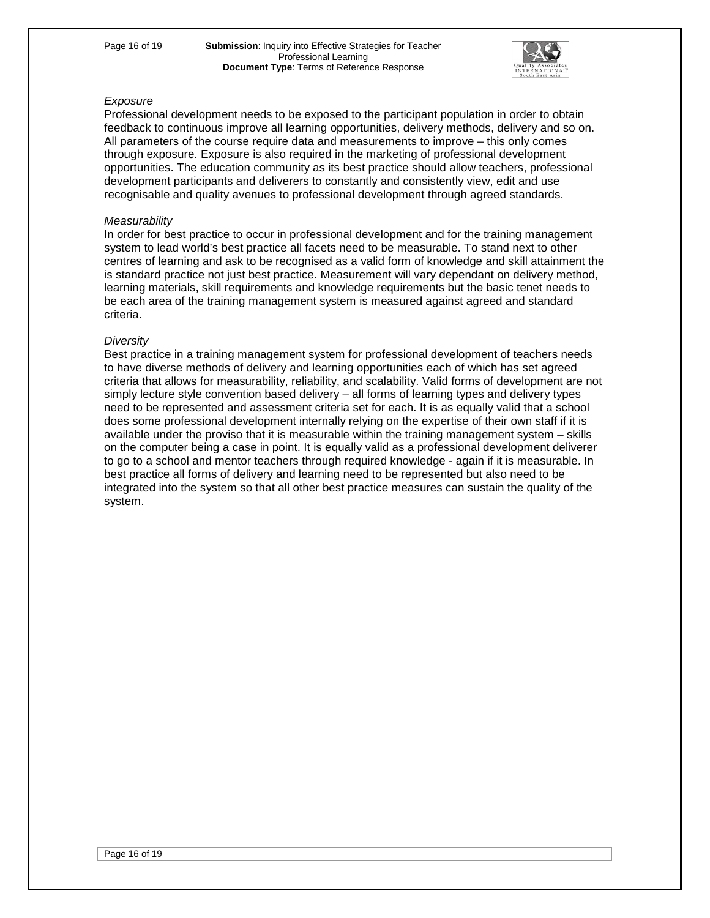*Exposure*

Professional development needs to be exposed to the participant population in order to obtain feedback to continuous improve all learning opportunities, delivery methods, delivery and so on. All parameters of the course require data and measurements to improve – this only comes through exposure. Exposure is also required in the marketing of professional development opportunities. The education community as its best practice should allow teachers, professional development participants and deliverers to constantly and consistently view, edit and use recognisable and quality avenues to professional development through agreed standards.

*Measurability*

In order for best practice to occur in professional development and for the training management system to lead world's best practice all facets need to be measurable. To stand next to other centres of learning and ask to be recognised as a valid form of knowledge and skill attainment the is standard practice not just best practice. Measurement will vary dependant on delivery method, learning materials, skill requirements and knowledge requirements but the basic tenet needs to be each area of the training management system is measured against agreed and standard criteria.

*Diversity*

Best practice in a training management system for professional development of teachers needs to have diverse methods of delivery and learning opportunities each of which has set agreed criteria that allows for measurability, reliability, and scalability. Valid forms of development are not simply lecture style convention based delivery – all forms of learning types and delivery types need to be represented and assessment criteria set for each. It is as equally valid that a school does some professional development internally relying on the expertise of their own staff if it is available under the proviso that it is measurable within the training management system – skills on the computer being a case in point. It is equally valid as a professional development deliverer to go to a school and mentor teachers through required knowledge - again if it is measurable. In best practice all forms of delivery and learning need to be represented but also need to be integrated into the system so that all other best practice measures can sustain the quality of the system.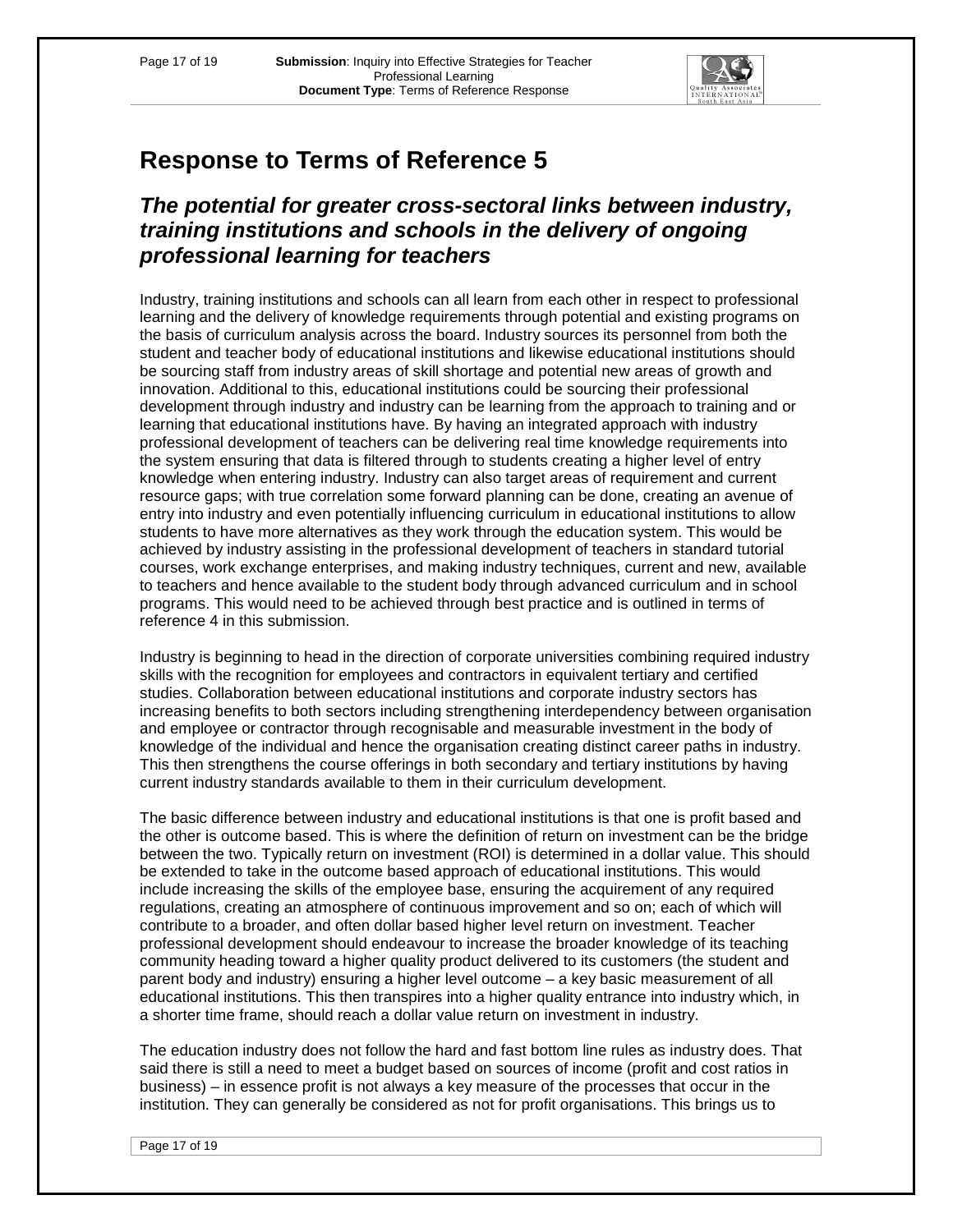# Response to Terms of Reference 5

## *The potential for greater cross-sectoral links between industry, training institutions and schools in the delivery of ongoing professional learning for teachers*

Industry, training institutions and schools can all learn from each other in respect to professional learning and the delivery of knowledge requirements through potential and existing programs on the basis of curriculum analysis across the board. Industry sources its personnel from both the student and teacher body of educational institutions and likewise educational institutions should be sourcing staff from industry areas of skill shortage and potential new areas of growth and innovation. Additional to this, educational institutions could be sourcing their professional development through industry and industry can be learning from the approach to training and or learning that educational institutions have. By having an integrated approach with industry professional development of teachers can be delivering real time knowledge requirements into the system ensuring that data is filtered through to students creating a higher level of entry knowledge when entering industry. Industry can also target areas of requirement and current resource gaps; with true correlation some forward planning can be done, creating an avenue of entry into industry and even potentially influencing curriculum in educational institutions to allow students to have more alternatives as they work through the education system. This would be achieved by industry assisting in the professional development of teachers in standard tutorial courses, work exchange enterprises, and making industry techniques, current and new, available to teachers and hence available to the student body through advanced curriculum and in school programs. This would need to be achieved through best practice and is outlined in terms of reference 4 in this submission.

Industry is beginning to head in the direction of corporate universities combining required industry skills with the recognition for employees and contractors in equivalent tertiary and certified studies. Collaboration between educational institutions and corporate industry sectors has increasing benefits to both sectors including strengthening interdependency between organisation and employee or contractor through recognisable and measurable investment in the body of knowledge of the individual and hence the organisation creating distinct career paths in industry. This then strengthens the course offerings in both secondary and tertiary institutions by having current industry standards available to them in their curriculum development.

The basic difference between industry and educational institutions is that one is profit based and the other is outcome based. This is where the definition of return on investment can be the bridge between the two. Typically return on investment (ROI) is determined in a dollar value. This should be extended to take in the outcome based approach of educational institutions. This would include increasing the skills of the employee base, ensuring the acquirement of any required regulations, creating an atmosphere of continuous improvement and so on; each of which will contribute to a broader, and often dollar based higher level return on investment. Teacher professional development should endeavour to increase the broader knowledge of its teaching community heading toward a higher quality product delivered to its customers (the student and parent body and industry) ensuring a higher level outcome – a key basic measurement of all educational institutions. This then transpires into a higher quality entrance into industry which, in a shorter time frame, should reach a dollar value return on investment in industry.

The education industry does not follow the hard and fast bottom line rules as industry does. That said there is still a need to meet a budget based on sources of income (profit and cost ratios in business) – in essence profit is not always a key measure of the processes that occur in the institution. They can generally be considered as not for profit organisations. This brings us to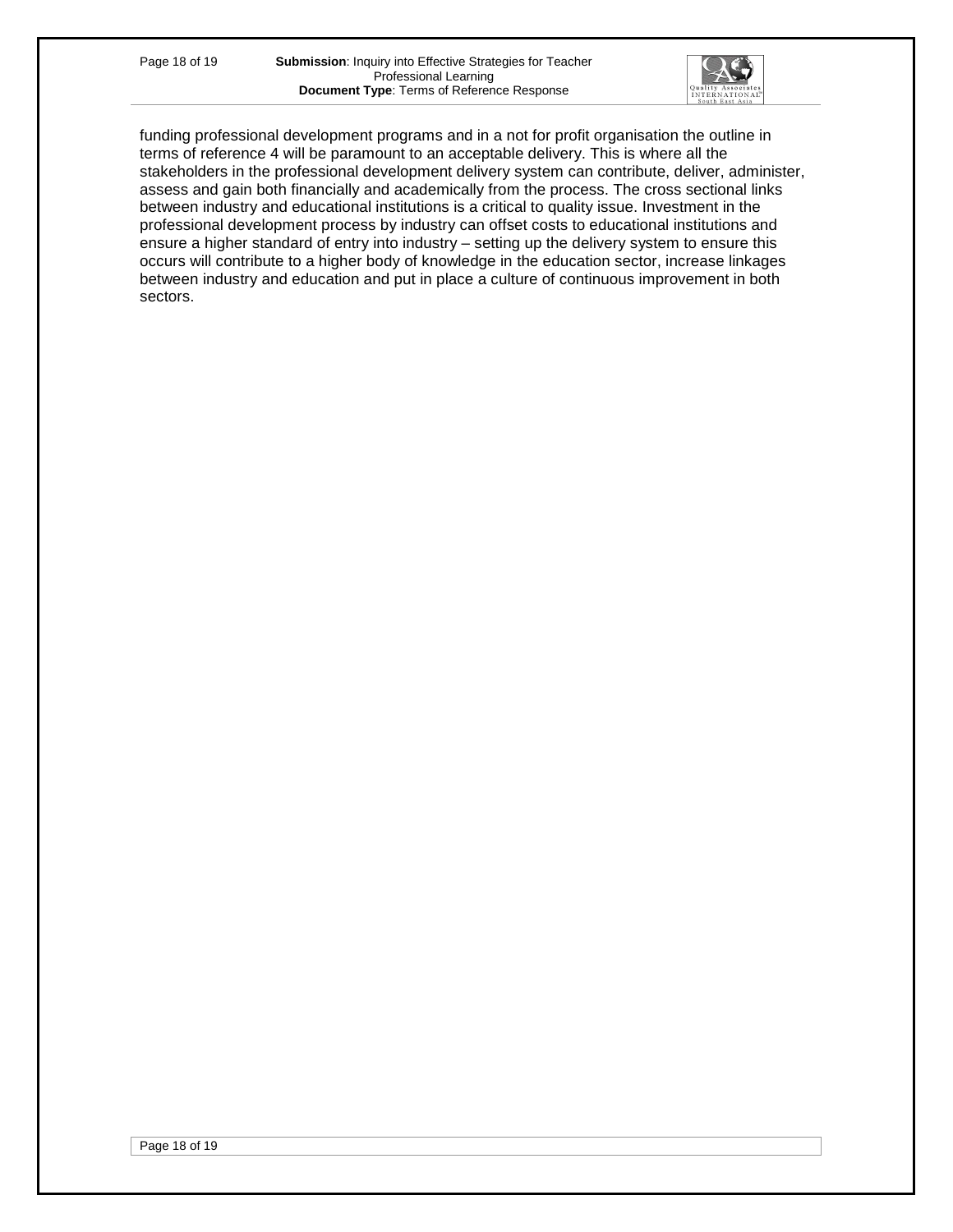funding professional development programs and in a not for profit organisation the outline in terms of reference 4 will be paramount to an acceptable delivery. This is where all the stakeholders in the professional development delivery system can contribute, deliver, administer, assess and gain both financially and academically from the process. The cross sectional links between industry and educational institutions is a critical to quality issue. Investment in the professional development process by industry can offset costs to educational institutions and ensure a higher standard of entry into industry – setting up the delivery system to ensure this occurs will contribute to a higher body of knowledge in the education sector, increase linkages between industry and education and put in place a culture of continuous improvement in both sectors.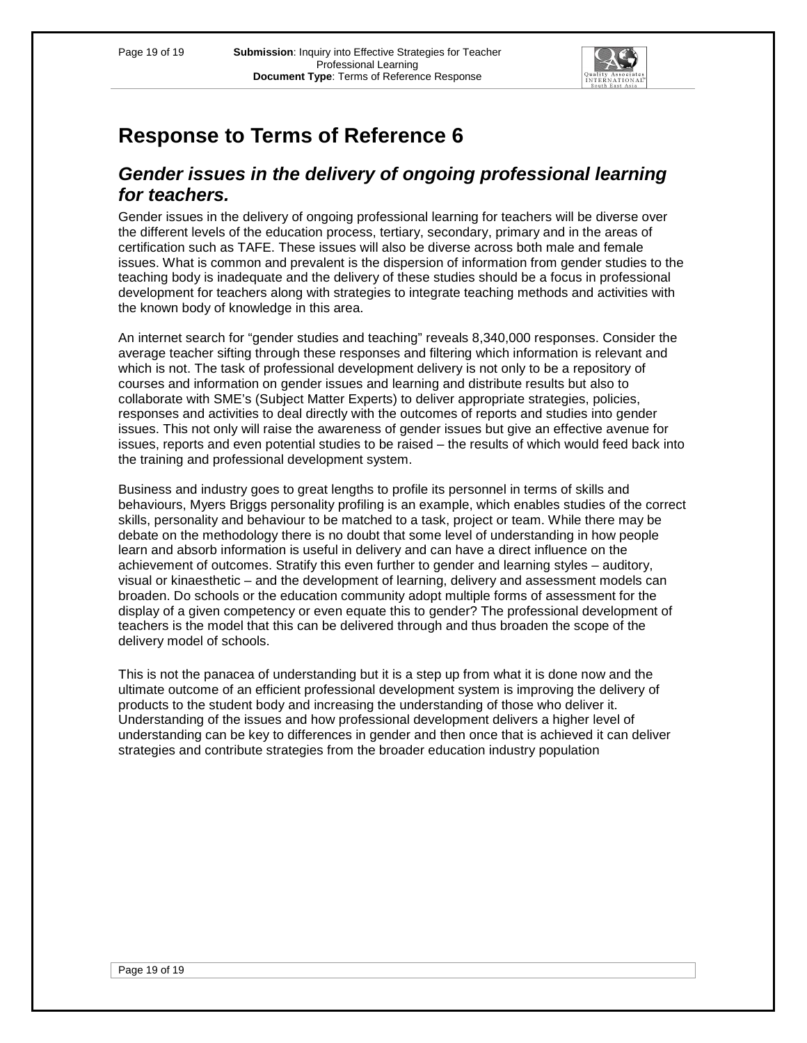# Response to Terms of Reference 6

## *Gender issues in the delivery of ongoing professional learning for teachers.*

Gender issues in the delivery of ongoing professional learning for teachers will be diverse over the different levels of the education process, tertiary, secondary, primary and in the areas of certification such as TAFE. These issues will also be diverse across both male and female issues. What is common and prevalent is the dispersion of information from gender studies to the teaching body is inadequate and the delivery of these studies should be a focus in professional development for teachers along with strategies to integrate teaching methods and activities with the known body of knowledge in this area.

An internet search for "gender studies and teaching" reveals 8,340,000 responses. Consider the average teacher sifting through these responses and filtering which information is relevant and which is not. The task of professional development delivery is not only to be a repository of courses and information on gender issues and learning and distribute results but also to collaborate with SME's (Subject Matter Experts) to deliver appropriate strategies, policies, responses and activities to deal directly with the outcomes of reports and studies into gender issues. This not only will raise the awareness of gender issues but give an effective avenue for issues, reports and even potential studies to be raised – the results of which would feed back into the training and professional development system.

Business and industry goes to great lengths to profile its personnel in terms of skills and behaviours, Myers Briggs personality profiling is an example, which enables studies of the correct skills, personality and behaviour to be matched to a task, project or team. While there may be debate on the methodology there is no doubt that some level of understanding in how people learn and absorb information is useful in delivery and can have a direct influence on the achievement of outcomes. Stratify this even further to gender and learning styles – auditory, visual or kinaesthetic – and the development of learning, delivery and assessment models can broaden. Do schools or the education community adopt multiple forms of assessment for the display of a given competency or even equate this to gender? The professional development of teachers is the model that this can be delivered through and thus broaden the scope of the delivery model of schools.

This is not the panacea of understanding but it is a step up from what it is done now and the ultimate outcome of an efficient professional development system is improving the delivery of products to the student body and increasing the understanding of those who deliver it. Understanding of the issues and how professional development delivers a higher level of understanding can be key to differences in gender and then once that is achieved it can deliver strategies and contribute strategies from the broader education industry population